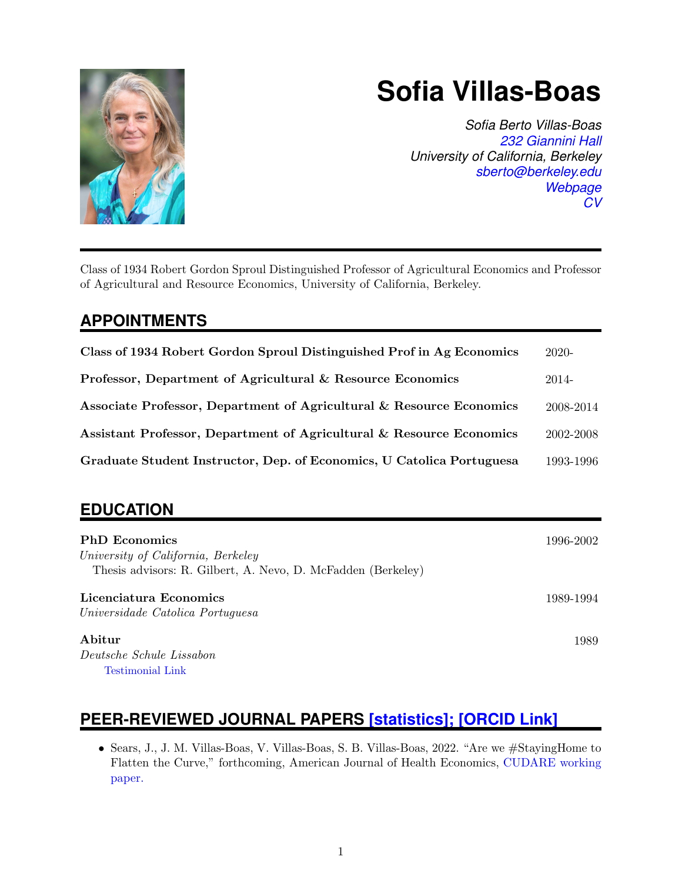# Sofia Villas-Boas

*Sofia Berto Villas-Boas*
*232 Giannini Hall*
University of California, Berkeley
*sberto@berkeley.edu*
*Webpage*
*CV*

---

Class of 1934 Robert Gordon Sproul Distinguished Professor of Agricultural Economics and Professor of Agricultural and Resource Economics, University of California, Berkeley.

## APPOINTMENTS

| | |
|---|---|
| **Class of 1934 Robert Gordon Sproul Distinguished Prof in Ag Economics** | 2020- |
| **Professor, Department of Agricultural & Resource Economics** | 2014- |
| **Associate Professor, Department of Agricultural & Resource Economics** | 2008-2014 |
| **Assistant Professor, Department of Agricultural & Resource Economics** | 2002-2008 |
| **Graduate Student Instructor, Dep. of Economics, U Catolica Portuguesa** | 1993-1996 |

## EDUCATION

**PhD Economics** — 1996-2002
*University of California, Berkeley*
Thesis advisors: R. Gilbert, A. Nevo, D. McFadden (Berkeley)

**Licenciatura Economics** — 1989-1994
*Universidade Catolica Portuguesa*

**Abitur** — 1989
*Deutsche Schule Lissabon*
Testimonial Link

## PEER-REVIEWED JOURNAL PAPERS [statistics]; [ORCID Link]

- Sears, J., J. M. Villas-Boas, V. Villas-Boas, S. B. Villas-Boas, 2022. "Are we #StayingHome to Flatten the Curve," forthcoming, American Journal of Health Economics, CUDARE working paper.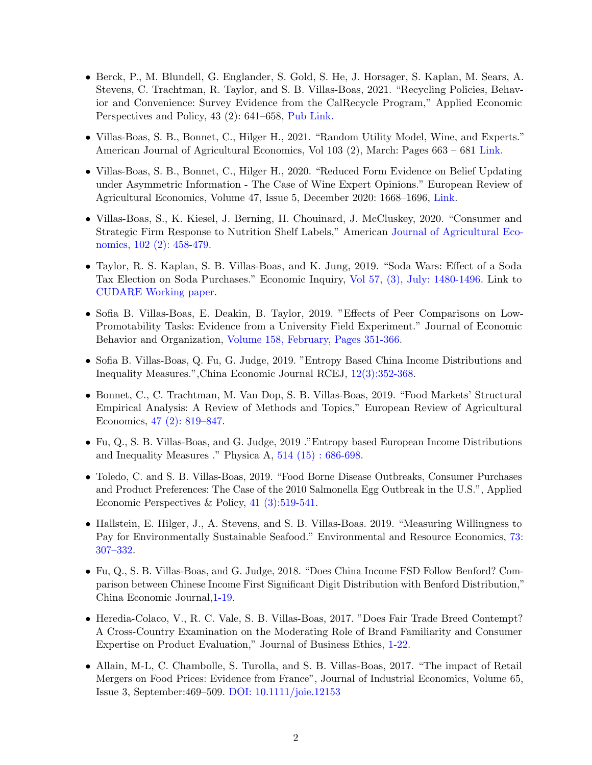- Berck, P., M. Blundell, G. Englander, S. Gold, S. He, J. Horsager, S. Kaplan, M. Sears, A. Stevens, C. Trachtman, R. Taylor, and S. B. Villas-Boas, 2021. "Recycling Policies, Behavior and Convenience: Survey Evidence from the CalRecycle Program," Applied Economic Perspectives and Policy, 43 (2): 641–658, Pub Link.

- Villas-Boas, S. B., Bonnet, C., Hilger H., 2021. "Random Utility Model, Wine, and Experts." American Journal of Agricultural Economics, Vol 103 (2), March: Pages 663 – 681 Link.

- Villas-Boas, S. B., Bonnet, C., Hilger H., 2020. "Reduced Form Evidence on Belief Updating under Asymmetric Information - The Case of Wine Expert Opinions." European Review of Agricultural Economics, Volume 47, Issue 5, December 2020: 1668–1696, Link.

- Villas-Boas, S., K. Kiesel, J. Berning, H. Chouinard, J. McCluskey, 2020. "Consumer and Strategic Firm Response to Nutrition Shelf Labels," American Journal of Agricultural Economics, 102 (2): 458-479.

- Taylor, R. S. Kaplan, S. B. Villas-Boas, and K. Jung, 2019. "Soda Wars: Effect of a Soda Tax Election on Soda Purchases." Economic Inquiry, Vol 57, (3), July: 1480-1496. Link to CUDARE Working paper.

- Sofia B. Villas-Boas, E. Deakin, B. Taylor, 2019. "Effects of Peer Comparisons on Low-Promotability Tasks: Evidence from a University Field Experiment." Journal of Economic Behavior and Organization, Volume 158, February, Pages 351-366.

- Sofia B. Villas-Boas, Q. Fu, G. Judge, 2019. "Entropy Based China Income Distributions and Inequality Measures.",China Economic Journal RCEJ, 12(3):352-368.

- Bonnet, C., C. Trachtman, M. Van Dop, S. B. Villas-Boas, 2019. "Food Markets' Structural Empirical Analysis: A Review of Methods and Topics," European Review of Agricultural Economics, 47 (2): 819–847.

- Fu, Q., S. B. Villas-Boas, and G. Judge, 2019 ."Entropy based European Income Distributions and Inequality Measures ." Physica A, 514 (15) : 686-698.

- Toledo, C. and S. B. Villas-Boas, 2019. "Food Borne Disease Outbreaks, Consumer Purchases and Product Preferences: The Case of the 2010 Salmonella Egg Outbreak in the U.S.", Applied Economic Perspectives & Policy, 41 (3):519-541.

- Hallstein, E. Hilger, J., A. Stevens, and S. B. Villas-Boas. 2019. "Measuring Willingness to Pay for Environmentally Sustainable Seafood." Environmental and Resource Economics, 73: 307–332.

- Fu, Q., S. B. Villas-Boas, and G. Judge, 2018. "Does China Income FSD Follow Benford? Comparison between Chinese Income First Significant Digit Distribution with Benford Distribution," China Economic Journal,1-19.

- Heredia-Colaco, V., R. C. Vale, S. B. Villas-Boas, 2017. "Does Fair Trade Breed Contempt? A Cross-Country Examination on the Moderating Role of Brand Familiarity and Consumer Expertise on Product Evaluation," Journal of Business Ethics, 1-22.

- Allain, M-L, C. Chambolle, S. Turolla, and S. B. Villas-Boas, 2017. "The impact of Retail Mergers on Food Prices: Evidence from France", Journal of Industrial Economics, Volume 65, Issue 3, September:469–509. DOI: 10.1111/joie.12153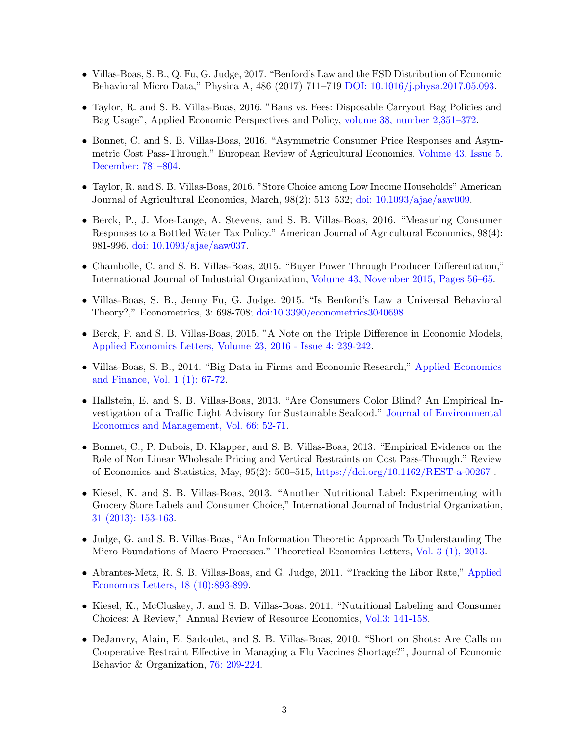- Villas-Boas, S. B., Q. Fu, G. Judge, 2017. "Benford's Law and the FSD Distribution of Economic Behavioral Micro Data," Physica A, 486 (2017) 711–719 DOI: 10.1016/j.physa.2017.05.093.
- Taylor, R. and S. B. Villas-Boas, 2016. "Bans vs. Fees: Disposable Carryout Bag Policies and Bag Usage", Applied Economic Perspectives and Policy, volume 38, number 2,351–372.
- Bonnet, C. and S. B. Villas-Boas, 2016. "Asymmetric Consumer Price Responses and Asymmetric Cost Pass-Through." European Review of Agricultural Economics, Volume 43, Issue 5, December: 781–804.
- Taylor, R. and S. B. Villas-Boas, 2016. "Store Choice among Low Income Households" American Journal of Agricultural Economics, March, 98(2): 513–532; doi: 10.1093/ajae/aaw009.
- Berck, P., J. Moe-Lange, A. Stevens, and S. B. Villas-Boas, 2016. "Measuring Consumer Responses to a Bottled Water Tax Policy." American Journal of Agricultural Economics, 98(4): 981-996. doi: 10.1093/ajae/aaw037.
- Chambolle, C. and S. B. Villas-Boas, 2015. "Buyer Power Through Producer Differentiation," International Journal of Industrial Organization, Volume 43, November 2015, Pages 56–65.
- Villas-Boas, S. B., Jenny Fu, G. Judge. 2015. "Is Benford's Law a Universal Behavioral Theory?," Econometrics, 3: 698-708; doi:10.3390/econometrics3040698.
- Berck, P. and S. B. Villas-Boas, 2015. "A Note on the Triple Difference in Economic Models, Applied Economics Letters, Volume 23, 2016 - Issue 4: 239-242.
- Villas-Boas, S. B., 2014. "Big Data in Firms and Economic Research," Applied Economics and Finance, Vol. 1 (1): 67-72.
- Hallstein, E. and S. B. Villas-Boas, 2013. "Are Consumers Color Blind? An Empirical Investigation of a Traffic Light Advisory for Sustainable Seafood." Journal of Environmental Economics and Management, Vol. 66: 52-71.
- Bonnet, C., P. Dubois, D. Klapper, and S. B. Villas-Boas, 2013. "Empirical Evidence on the Role of Non Linear Wholesale Pricing and Vertical Restraints on Cost Pass-Through." Review of Economics and Statistics, May, 95(2): 500–515, https://doi.org/10.1162/REST-a-00267 .
- Kiesel, K. and S. B. Villas-Boas, 2013. "Another Nutritional Label: Experimenting with Grocery Store Labels and Consumer Choice," International Journal of Industrial Organization, 31 (2013): 153-163.
- Judge, G. and S. B. Villas-Boas, "An Information Theoretic Approach To Understanding The Micro Foundations of Macro Processes." Theoretical Economics Letters, Vol. 3 (1), 2013.
- Abrantes-Metz, R. S. B. Villas-Boas, and G. Judge, 2011. "Tracking the Libor Rate," Applied Economics Letters, 18 (10):893-899.
- Kiesel, K., McCluskey, J. and S. B. Villas-Boas. 2011. "Nutritional Labeling and Consumer Choices: A Review," Annual Review of Resource Economics, Vol.3: 141-158.
- DeJanvry, Alain, E. Sadoulet, and S. B. Villas-Boas, 2010. "Short on Shots: Are Calls on Cooperative Restraint Effective in Managing a Flu Vaccines Shortage?", Journal of Economic Behavior & Organization, 76: 209-224.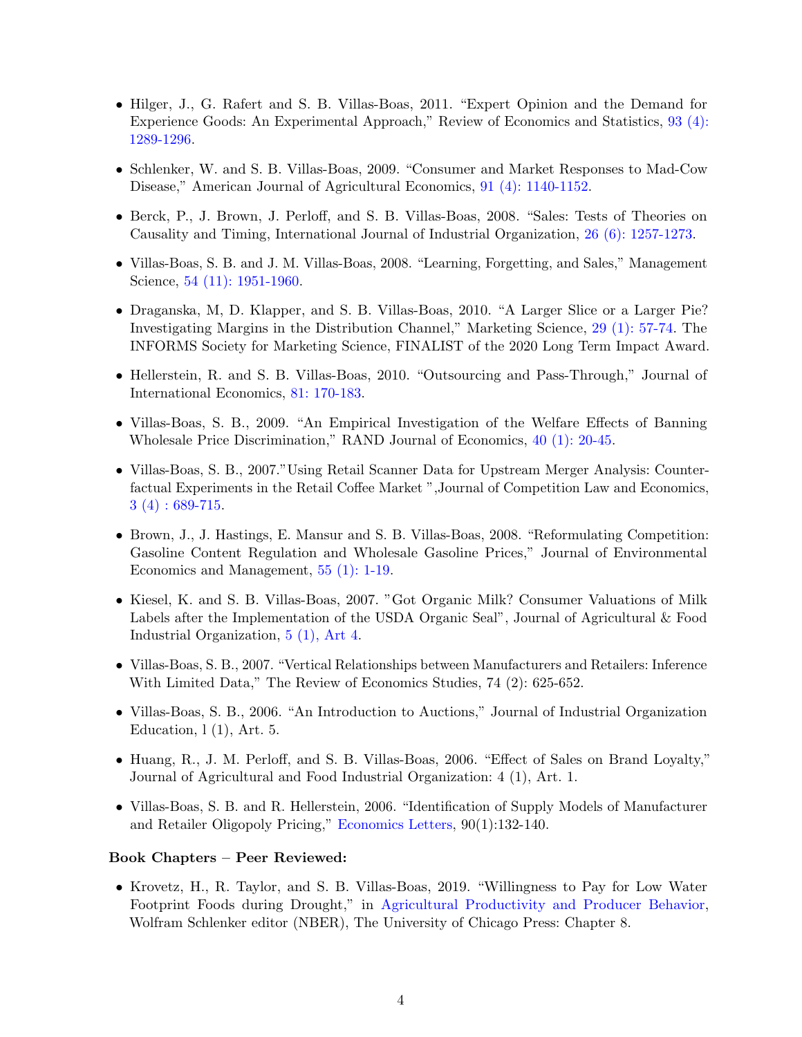- Hilger, J., G. Rafert and S. B. Villas-Boas, 2011. “Expert Opinion and the Demand for Experience Goods: An Experimental Approach,” Review of Economics and Statistics, 93 (4): 1289-1296.

- Schlenker, W. and S. B. Villas-Boas, 2009. “Consumer and Market Responses to Mad-Cow Disease,” American Journal of Agricultural Economics, 91 (4): 1140-1152.

- Berck, P., J. Brown, J. Perloff, and S. B. Villas-Boas, 2008. “Sales: Tests of Theories on Causality and Timing, International Journal of Industrial Organization, 26 (6): 1257-1273.

- Villas-Boas, S. B. and J. M. Villas-Boas, 2008. “Learning, Forgetting, and Sales,” Management Science, 54 (11): 1951-1960.

- Draganska, M, D. Klapper, and S. B. Villas-Boas, 2010. “A Larger Slice or a Larger Pie? Investigating Margins in the Distribution Channel,” Marketing Science, 29 (1): 57-74. The INFORMS Society for Marketing Science, FINALIST of the 2020 Long Term Impact Award.

- Hellerstein, R. and S. B. Villas-Boas, 2010. “Outsourcing and Pass-Through,” Journal of International Economics, 81: 170-183.

- Villas-Boas, S. B., 2009. “An Empirical Investigation of the Welfare Effects of Banning Wholesale Price Discrimination,” RAND Journal of Economics, 40 (1): 20-45.

- Villas-Boas, S. B., 2007.”Using Retail Scanner Data for Upstream Merger Analysis: Counterfactual Experiments in the Retail Coffee Market ”,Journal of Competition Law and Economics, 3 (4) : 689-715.

- Brown, J., J. Hastings, E. Mansur and S. B. Villas-Boas, 2008. “Reformulating Competition: Gasoline Content Regulation and Wholesale Gasoline Prices,” Journal of Environmental Economics and Management, 55 (1): 1-19.

- Kiesel, K. and S. B. Villas-Boas, 2007. ”Got Organic Milk? Consumer Valuations of Milk Labels after the Implementation of the USDA Organic Seal”, Journal of Agricultural & Food Industrial Organization, 5 (1), Art 4.

- Villas-Boas, S. B., 2007. “Vertical Relationships between Manufacturers and Retailers: Inference With Limited Data,” The Review of Economics Studies, 74 (2): 625-652.

- Villas-Boas, S. B., 2006. “An Introduction to Auctions,” Journal of Industrial Organization Education, l (1), Art. 5.

- Huang, R., J. M. Perloff, and S. B. Villas-Boas, 2006. “Effect of Sales on Brand Loyalty,” Journal of Agricultural and Food Industrial Organization: 4 (1), Art. 1.

- Villas-Boas, S. B. and R. Hellerstein, 2006. “Identification of Supply Models of Manufacturer and Retailer Oligopoly Pricing,” Economics Letters, 90(1):132-140.

**Book Chapters – Peer Reviewed:**

- Krovetz, H., R. Taylor, and S. B. Villas-Boas, 2019. “Willingness to Pay for Low Water Footprint Foods during Drought,” in Agricultural Productivity and Producer Behavior, Wolfram Schlenker editor (NBER), The University of Chicago Press: Chapter 8.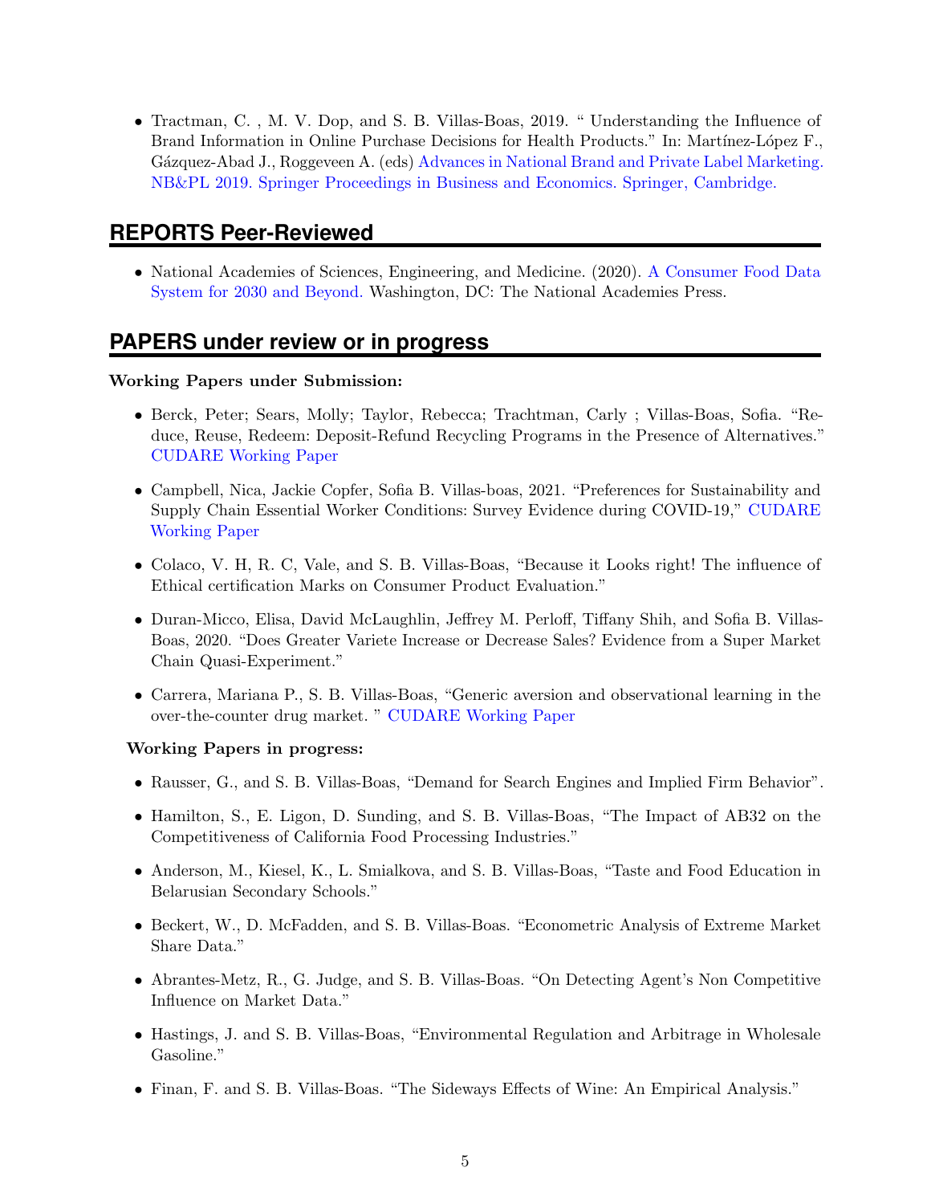- Tractman, C. , M. V. Dop, and S. B. Villas-Boas, 2019. " Understanding the Influence of Brand Information in Online Purchase Decisions for Health Products." In: Martínez-López F., Gázquez-Abad J., Roggeveen A. (eds) Advances in National Brand and Private Label Marketing. NB&PL 2019. Springer Proceedings in Business and Economics. Springer, Cambridge.

## REPORTS Peer-Reviewed

- National Academies of Sciences, Engineering, and Medicine. (2020). A Consumer Food Data System for 2030 and Beyond. Washington, DC: The National Academies Press.

## PAPERS under review or in progress

**Working Papers under Submission:**

- Berck, Peter; Sears, Molly; Taylor, Rebecca; Trachtman, Carly ; Villas-Boas, Sofia. "Reduce, Reuse, Redeem: Deposit-Refund Recycling Programs in the Presence of Alternatives." CUDARE Working Paper
- Campbell, Nica, Jackie Copfer, Sofia B. Villas-boas, 2021. "Preferences for Sustainability and Supply Chain Essential Worker Conditions: Survey Evidence during COVID-19," CUDARE Working Paper
- Colaco, V. H, R. C, Vale, and S. B. Villas-Boas, "Because it Looks right! The influence of Ethical certification Marks on Consumer Product Evaluation."
- Duran-Micco, Elisa, David McLaughlin, Jeffrey M. Perloff, Tiffany Shih, and Sofia B. Villas-Boas, 2020. "Does Greater Variete Increase or Decrease Sales? Evidence from a Super Market Chain Quasi-Experiment."
- Carrera, Mariana P., S. B. Villas-Boas, "Generic aversion and observational learning in the over-the-counter drug market. " CUDARE Working Paper

**Working Papers in progress:**

- Rausser, G., and S. B. Villas-Boas, "Demand for Search Engines and Implied Firm Behavior".
- Hamilton, S., E. Ligon, D. Sunding, and S. B. Villas-Boas, "The Impact of AB32 on the Competitiveness of California Food Processing Industries."
- Anderson, M., Kiesel, K., L. Smialkova, and S. B. Villas-Boas, "Taste and Food Education in Belarusian Secondary Schools."
- Beckert, W., D. McFadden, and S. B. Villas-Boas. "Econometric Analysis of Extreme Market Share Data."
- Abrantes-Metz, R., G. Judge, and S. B. Villas-Boas. "On Detecting Agent's Non Competitive Influence on Market Data."
- Hastings, J. and S. B. Villas-Boas, "Environmental Regulation and Arbitrage in Wholesale Gasoline."
- Finan, F. and S. B. Villas-Boas. "The Sideways Effects of Wine: An Empirical Analysis."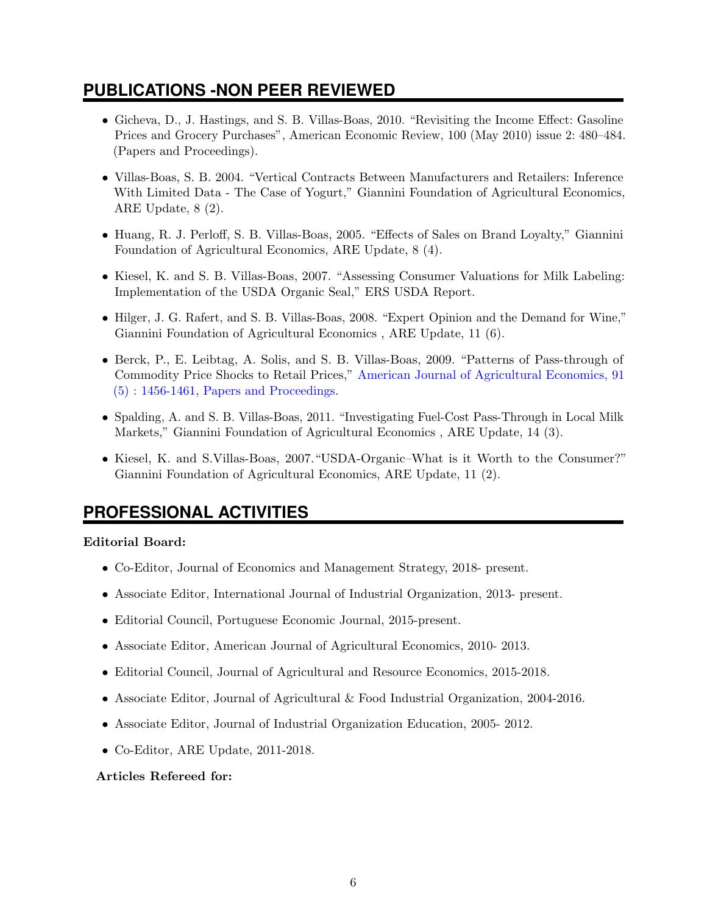## PUBLICATIONS -NON PEER REVIEWED

- Gicheva, D., J. Hastings, and S. B. Villas-Boas, 2010. "Revisiting the Income Effect: Gasoline Prices and Grocery Purchases", American Economic Review, 100 (May 2010) issue 2: 480–484. (Papers and Proceedings).
- Villas-Boas, S. B. 2004. "Vertical Contracts Between Manufacturers and Retailers: Inference With Limited Data - The Case of Yogurt," Giannini Foundation of Agricultural Economics, ARE Update, 8 (2).
- Huang, R. J. Perloff, S. B. Villas-Boas, 2005. "Effects of Sales on Brand Loyalty," Giannini Foundation of Agricultural Economics, ARE Update, 8 (4).
- Kiesel, K. and S. B. Villas-Boas, 2007. "Assessing Consumer Valuations for Milk Labeling: Implementation of the USDA Organic Seal," ERS USDA Report.
- Hilger, J. G. Rafert, and S. B. Villas-Boas, 2008. "Expert Opinion and the Demand for Wine," Giannini Foundation of Agricultural Economics , ARE Update, 11 (6).
- Berck, P., E. Leibtag, A. Solis, and S. B. Villas-Boas, 2009. "Patterns of Pass-through of Commodity Price Shocks to Retail Prices," American Journal of Agricultural Economics, 91 (5) : 1456-1461, Papers and Proceedings.
- Spalding, A. and S. B. Villas-Boas, 2011. "Investigating Fuel-Cost Pass-Through in Local Milk Markets," Giannini Foundation of Agricultural Economics , ARE Update, 14 (3).
- Kiesel, K. and S.Villas-Boas, 2007."USDA-Organic–What is it Worth to the Consumer?" Giannini Foundation of Agricultural Economics, ARE Update, 11 (2).

## PROFESSIONAL ACTIVITIES

**Editorial Board:**

- Co-Editor, Journal of Economics and Management Strategy, 2018- present.
- Associate Editor, International Journal of Industrial Organization, 2013- present.
- Editorial Council, Portuguese Economic Journal, 2015-present.
- Associate Editor, American Journal of Agricultural Economics, 2010- 2013.
- Editorial Council, Journal of Agricultural and Resource Economics, 2015-2018.
- Associate Editor, Journal of Agricultural & Food Industrial Organization, 2004-2016.
- Associate Editor, Journal of Industrial Organization Education, 2005- 2012.
- Co-Editor, ARE Update, 2011-2018.

**Articles Refereed for:**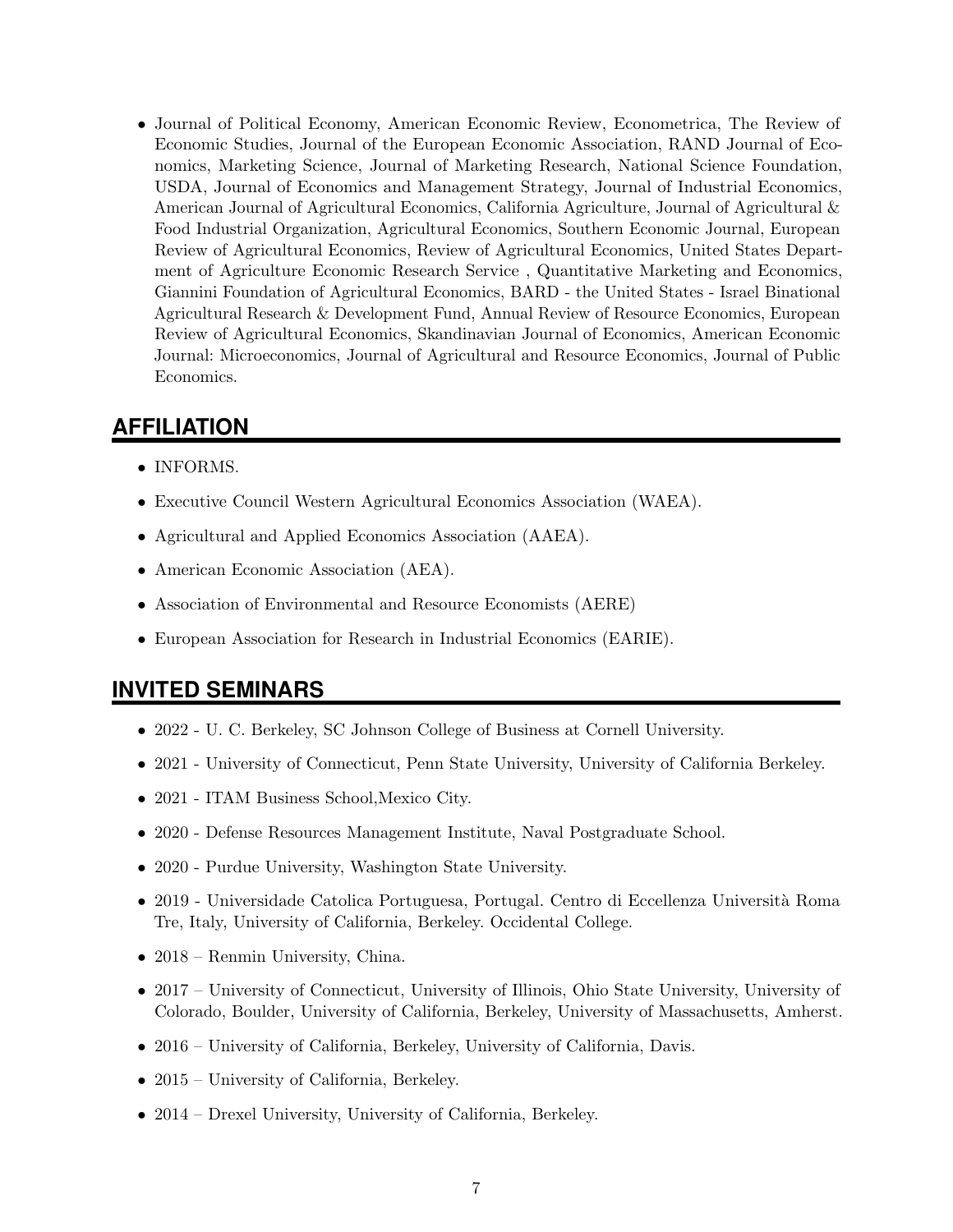- Journal of Political Economy, American Economic Review, Econometrica, The Review of Economic Studies, Journal of the European Economic Association, RAND Journal of Economics, Marketing Science, Journal of Marketing Research, National Science Foundation, USDA, Journal of Economics and Management Strategy, Journal of Industrial Economics, American Journal of Agricultural Economics, California Agriculture, Journal of Agricultural & Food Industrial Organization, Agricultural Economics, Southern Economic Journal, European Review of Agricultural Economics, Review of Agricultural Economics, United States Department of Agriculture Economic Research Service , Quantitative Marketing and Economics, Giannini Foundation of Agricultural Economics, BARD - the United States - Israel Binational Agricultural Research & Development Fund, Annual Review of Resource Economics, European Review of Agricultural Economics, Skandinavian Journal of Economics, American Economic Journal: Microeconomics, Journal of Agricultural and Resource Economics, Journal of Public Economics.

## AFFILIATION

- INFORMS.
- Executive Council Western Agricultural Economics Association (WAEA).
- Agricultural and Applied Economics Association (AAEA).
- American Economic Association (AEA).
- Association of Environmental and Resource Economists (AERE)
- European Association for Research in Industrial Economics (EARIE).

## INVITED SEMINARS

- 2022 - U. C. Berkeley, SC Johnson College of Business at Cornell University.
- 2021 - University of Connecticut, Penn State University, University of California Berkeley.
- 2021 - ITAM Business School,Mexico City.
- 2020 - Defense Resources Management Institute, Naval Postgraduate School.
- 2020 - Purdue University, Washington State University.
- 2019 - Universidade Catolica Portuguesa, Portugal. Centro di Eccellenza Università Roma Tre, Italy, University of California, Berkeley. Occidental College.
- 2018 – Renmin University, China.
- 2017 – University of Connecticut, University of Illinois, Ohio State University, University of Colorado, Boulder, University of California, Berkeley, University of Massachusetts, Amherst.
- 2016 – University of California, Berkeley, University of California, Davis.
- 2015 – University of California, Berkeley.
- 2014 – Drexel University, University of California, Berkeley.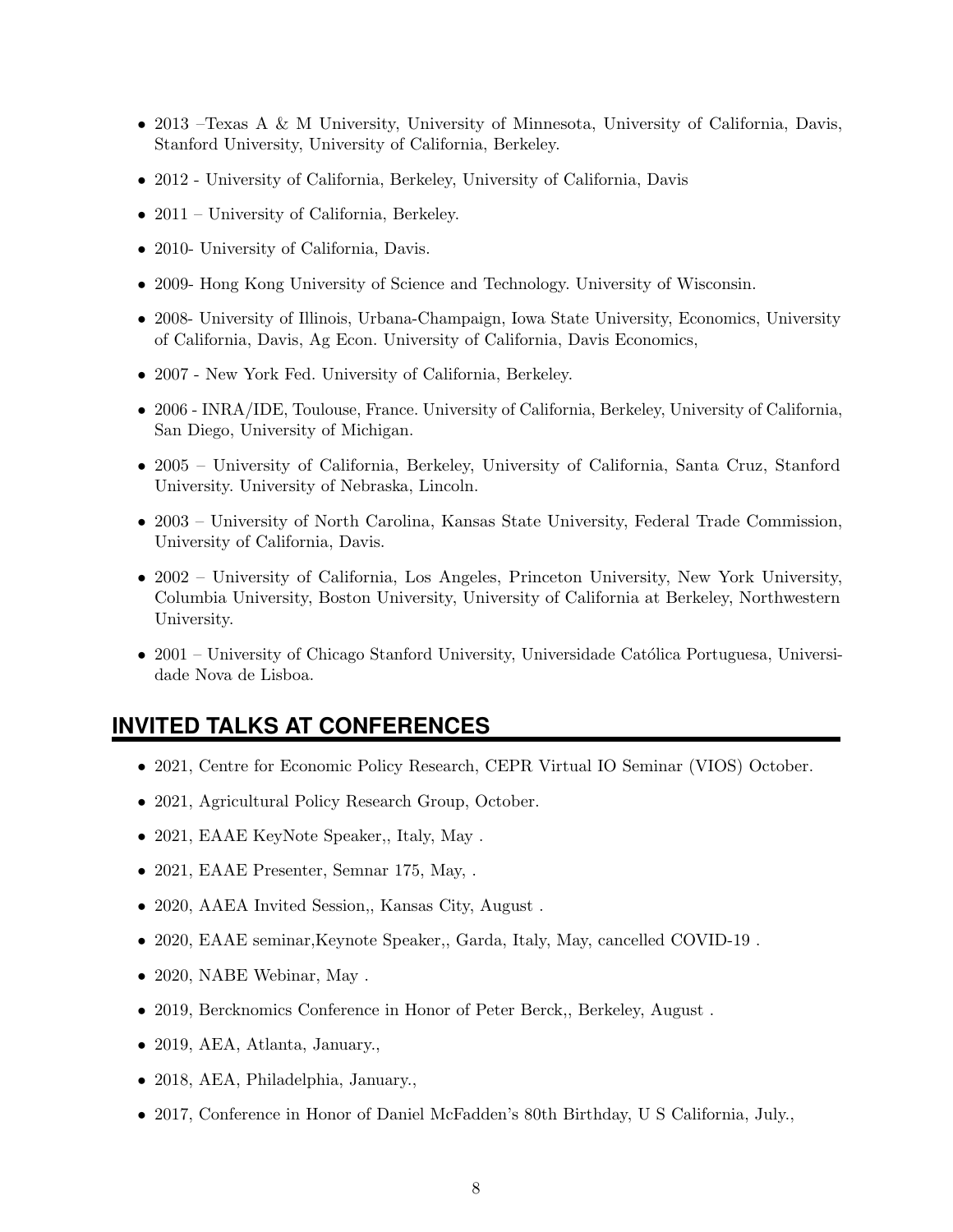- 2013 –Texas A & M University, University of Minnesota, University of California, Davis, Stanford University, University of California, Berkeley.
- 2012 - University of California, Berkeley, University of California, Davis
- 2011 – University of California, Berkeley.
- 2010- University of California, Davis.
- 2009- Hong Kong University of Science and Technology. University of Wisconsin.
- 2008- University of Illinois, Urbana-Champaign, Iowa State University, Economics, University of California, Davis, Ag Econ. University of California, Davis Economics,
- 2007 - New York Fed. University of California, Berkeley.
- 2006 - INRA/IDE, Toulouse, France. University of California, Berkeley, University of California, San Diego, University of Michigan.
- 2005 – University of California, Berkeley, University of California, Santa Cruz, Stanford University. University of Nebraska, Lincoln.
- 2003 – University of North Carolina, Kansas State University, Federal Trade Commission, University of California, Davis.
- 2002 – University of California, Los Angeles, Princeton University, New York University, Columbia University, Boston University, University of California at Berkeley, Northwestern University.
- 2001 – University of Chicago Stanford University, Universidade Católica Portuguesa, Universidade Nova de Lisboa.

## INVITED TALKS AT CONFERENCES

- 2021, Centre for Economic Policy Research, CEPR Virtual IO Seminar (VIOS) October.
- 2021, Agricultural Policy Research Group, October.
- 2021, EAAE KeyNote Speaker,, Italy, May .
- 2021, EAAE Presenter, Semnar 175, May, .
- 2020, AAEA Invited Session,, Kansas City, August .
- 2020, EAAE seminar,Keynote Speaker,, Garda, Italy, May, cancelled COVID-19 .
- 2020, NABE Webinar, May .
- 2019, Bercknomics Conference in Honor of Peter Berck,, Berkeley, August .
- 2019, AEA, Atlanta, January.,
- 2018, AEA, Philadelphia, January.,
- 2017, Conference in Honor of Daniel McFadden's 80th Birthday, U S California, July.,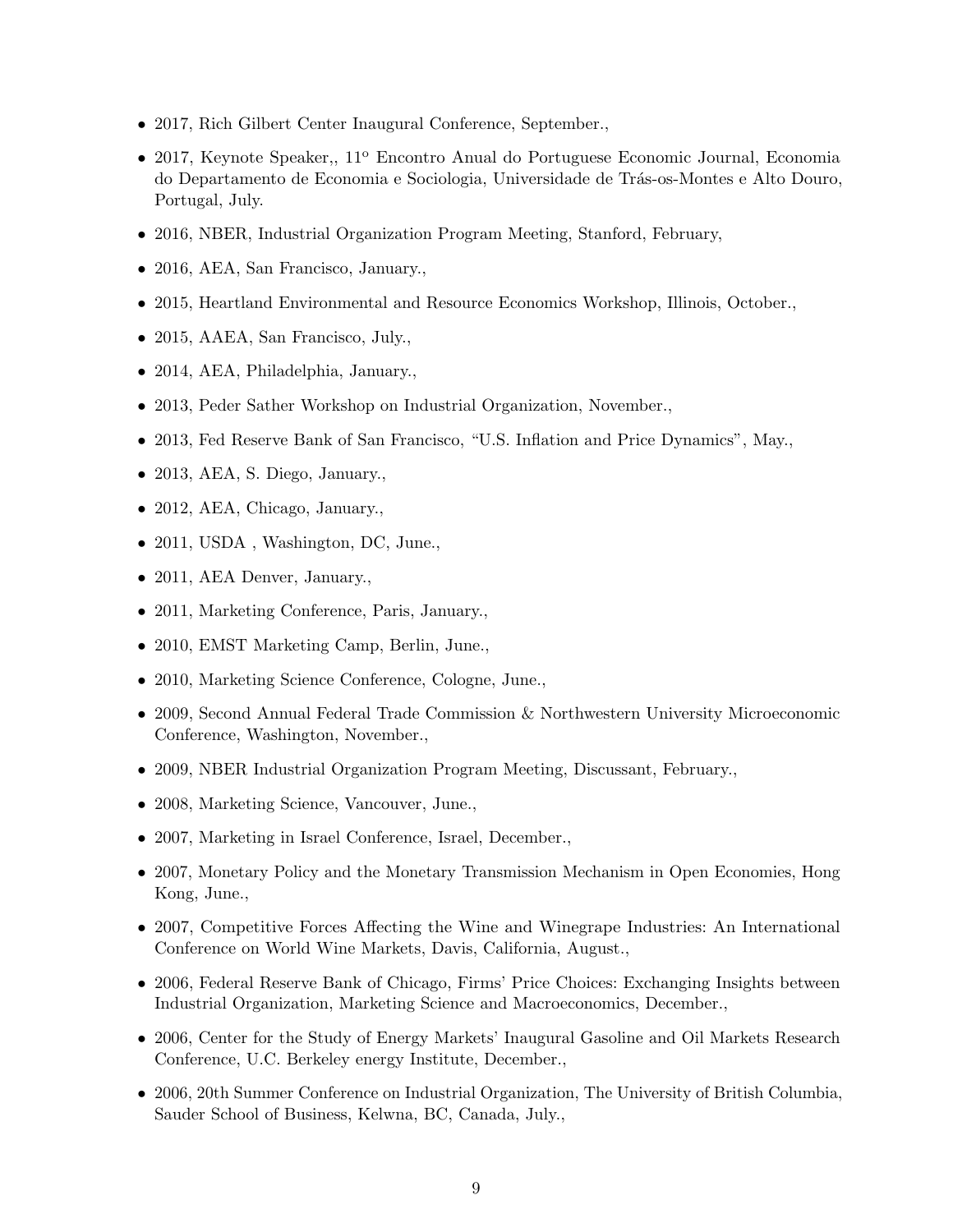- 2017, Rich Gilbert Center Inaugural Conference, September.,
- 2017, Keynote Speaker,, 11º Encontro Anual do Portuguese Economic Journal, Economia do Departamento de Economia e Sociologia, Universidade de Trás-os-Montes e Alto Douro, Portugal, July.
- 2016, NBER, Industrial Organization Program Meeting, Stanford, February,
- 2016, AEA, San Francisco, January.,
- 2015, Heartland Environmental and Resource Economics Workshop, Illinois, October.,
- 2015, AAEA, San Francisco, July.,
- 2014, AEA, Philadelphia, January.,
- 2013, Peder Sather Workshop on Industrial Organization, November.,
- 2013, Fed Reserve Bank of San Francisco, "U.S. Inflation and Price Dynamics", May.,
- 2013, AEA, S. Diego, January.,
- 2012, AEA, Chicago, January.,
- 2011, USDA , Washington, DC, June.,
- 2011, AEA Denver, January.,
- 2011, Marketing Conference, Paris, January.,
- 2010, EMST Marketing Camp, Berlin, June.,
- 2010, Marketing Science Conference, Cologne, June.,
- 2009, Second Annual Federal Trade Commission & Northwestern University Microeconomic Conference, Washington, November.,
- 2009, NBER Industrial Organization Program Meeting, Discussant, February.,
- 2008, Marketing Science, Vancouver, June.,
- 2007, Marketing in Israel Conference, Israel, December.,
- 2007, Monetary Policy and the Monetary Transmission Mechanism in Open Economies, Hong Kong, June.,
- 2007, Competitive Forces Affecting the Wine and Winegrape Industries: An International Conference on World Wine Markets, Davis, California, August.,
- 2006, Federal Reserve Bank of Chicago, Firms' Price Choices: Exchanging Insights between Industrial Organization, Marketing Science and Macroeconomics, December.,
- 2006, Center for the Study of Energy Markets' Inaugural Gasoline and Oil Markets Research Conference, U.C. Berkeley energy Institute, December.,
- 2006, 20th Summer Conference on Industrial Organization, The University of British Columbia, Sauder School of Business, Kelwna, BC, Canada, July.,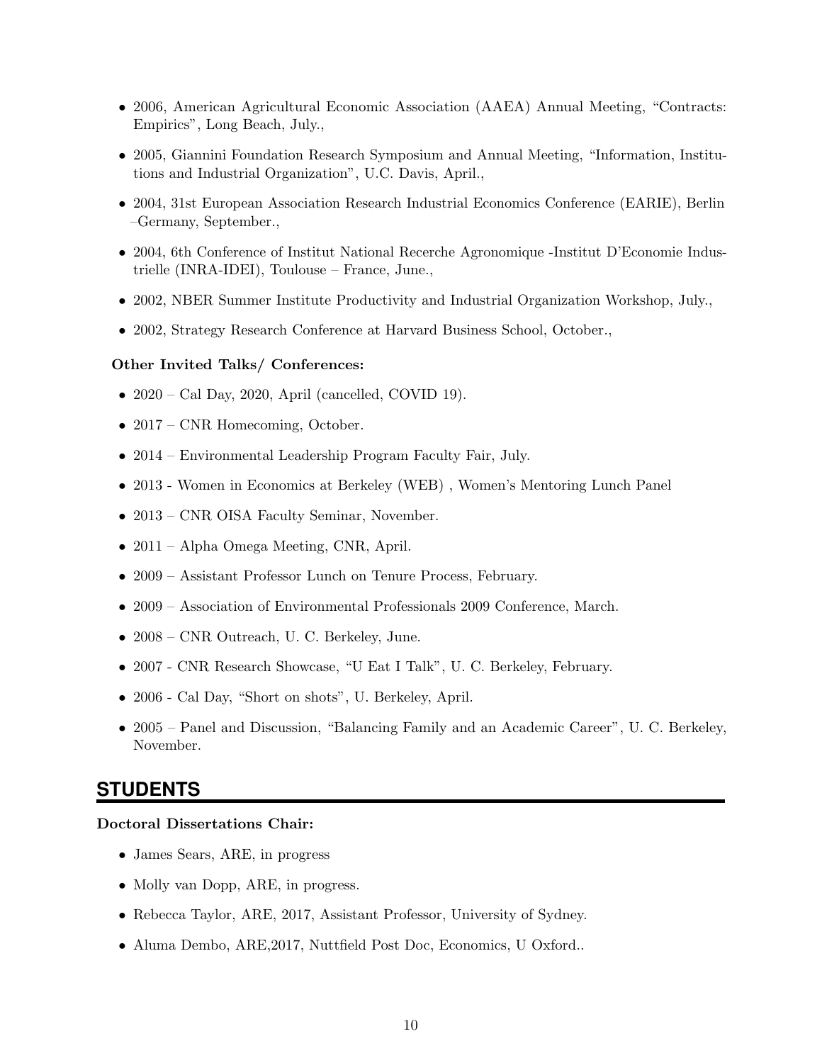- 2006, American Agricultural Economic Association (AAEA) Annual Meeting, "Contracts: Empirics", Long Beach, July.,
- 2005, Giannini Foundation Research Symposium and Annual Meeting, "Information, Institutions and Industrial Organization", U.C. Davis, April.,
- 2004, 31st European Association Research Industrial Economics Conference (EARIE), Berlin –Germany, September.,
- 2004, 6th Conference of Institut National Recerche Agronomique -Institut D'Economie Industrielle (INRA-IDEI), Toulouse – France, June.,
- 2002, NBER Summer Institute Productivity and Industrial Organization Workshop, July.,
- 2002, Strategy Research Conference at Harvard Business School, October.,

**Other Invited Talks/ Conferences:**

- 2020 – Cal Day, 2020, April (cancelled, COVID 19).
- 2017 – CNR Homecoming, October.
- 2014 – Environmental Leadership Program Faculty Fair, July.
- 2013 - Women in Economics at Berkeley (WEB) , Women's Mentoring Lunch Panel
- 2013 – CNR OISA Faculty Seminar, November.
- 2011 – Alpha Omega Meeting, CNR, April.
- 2009 – Assistant Professor Lunch on Tenure Process, February.
- 2009 – Association of Environmental Professionals 2009 Conference, March.
- 2008 – CNR Outreach, U. C. Berkeley, June.
- 2007 - CNR Research Showcase, "U Eat I Talk", U. C. Berkeley, February.
- 2006 - Cal Day, "Short on shots", U. Berkeley, April.
- 2005 – Panel and Discussion, "Balancing Family and an Academic Career", U. C. Berkeley, November.

## STUDENTS

**Doctoral Dissertations Chair:**

- James Sears, ARE, in progress
- Molly van Dopp, ARE, in progress.
- Rebecca Taylor, ARE, 2017, Assistant Professor, University of Sydney.
- Aluma Dembo, ARE,2017, Nuttfield Post Doc, Economics, U Oxford..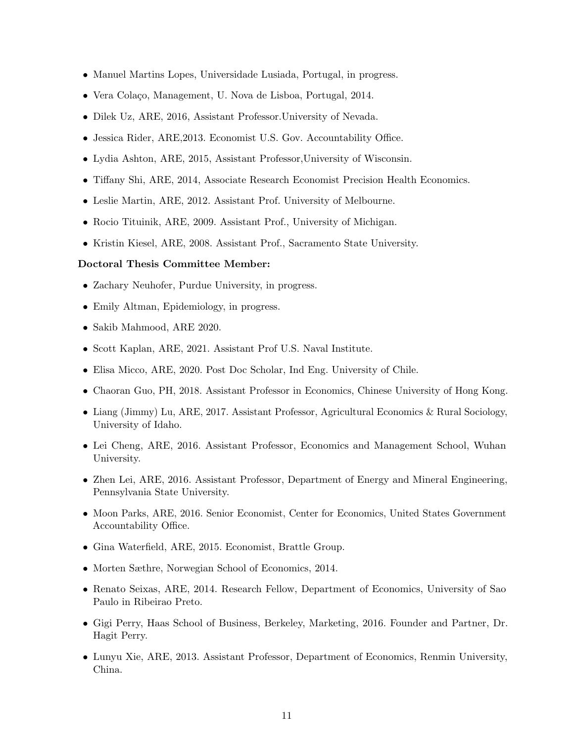- Manuel Martins Lopes, Universidade Lusiada, Portugal, in progress.
- Vera Colaço, Management, U. Nova de Lisboa, Portugal, 2014.
- Dilek Uz, ARE, 2016, Assistant Professor.University of Nevada.
- Jessica Rider, ARE,2013. Economist U.S. Gov. Accountability Office.
- Lydia Ashton, ARE, 2015, Assistant Professor,University of Wisconsin.
- Tiffany Shi, ARE, 2014, Associate Research Economist Precision Health Economics.
- Leslie Martin, ARE, 2012. Assistant Prof. University of Melbourne.
- Rocio Tituinik, ARE, 2009. Assistant Prof., University of Michigan.
- Kristin Kiesel, ARE, 2008. Assistant Prof., Sacramento State University.

**Doctoral Thesis Committee Member:**

- Zachary Neuhofer, Purdue University, in progress.
- Emily Altman, Epidemiology, in progress.
- Sakib Mahmood, ARE 2020.
- Scott Kaplan, ARE, 2021. Assistant Prof U.S. Naval Institute.
- Elisa Micco, ARE, 2020. Post Doc Scholar, Ind Eng. University of Chile.
- Chaoran Guo, PH, 2018. Assistant Professor in Economics, Chinese University of Hong Kong.
- Liang (Jimmy) Lu, ARE, 2017. Assistant Professor, Agricultural Economics & Rural Sociology, University of Idaho.
- Lei Cheng, ARE, 2016. Assistant Professor, Economics and Management School, Wuhan University.
- Zhen Lei, ARE, 2016. Assistant Professor, Department of Energy and Mineral Engineering, Pennsylvania State University.
- Moon Parks, ARE, 2016. Senior Economist, Center for Economics, United States Government Accountability Office.
- Gina Waterfield, ARE, 2015. Economist, Brattle Group.
- Morten Sæthre, Norwegian School of Economics, 2014.
- Renato Seixas, ARE, 2014. Research Fellow, Department of Economics, University of Sao Paulo in Ribeirao Preto.
- Gigi Perry, Haas School of Business, Berkeley, Marketing, 2016. Founder and Partner, Dr. Hagit Perry.
- Lunyu Xie, ARE, 2013. Assistant Professor, Department of Economics, Renmin University, China.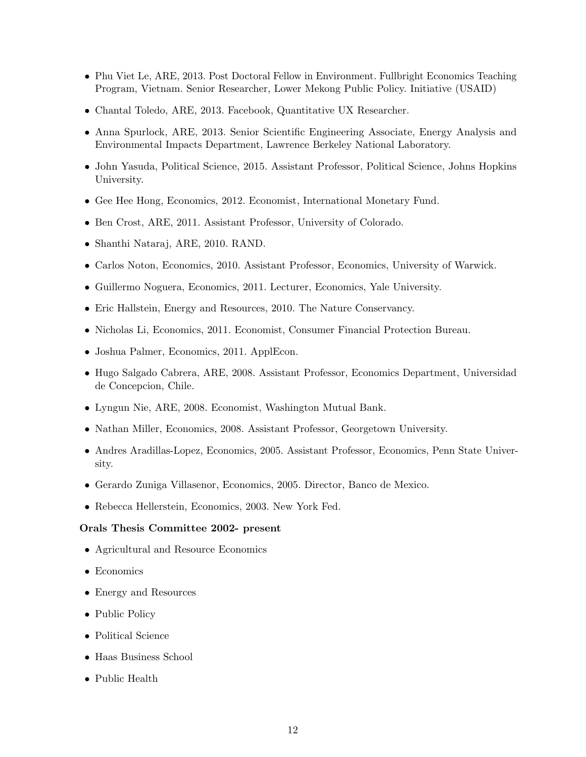- Phu Viet Le, ARE, 2013. Post Doctoral Fellow in Environment. Fullbright Economics Teaching Program, Vietnam. Senior Researcher, Lower Mekong Public Policy. Initiative (USAID)
- Chantal Toledo, ARE, 2013. Facebook, Quantitative UX Researcher.
- Anna Spurlock, ARE, 2013. Senior Scientific Engineering Associate, Energy Analysis and Environmental Impacts Department, Lawrence Berkeley National Laboratory.
- John Yasuda, Political Science, 2015. Assistant Professor, Political Science, Johns Hopkins University.
- Gee Hee Hong, Economics, 2012. Economist, International Monetary Fund.
- Ben Crost, ARE, 2011. Assistant Professor, University of Colorado.
- Shanthi Nataraj, ARE, 2010. RAND.
- Carlos Noton, Economics, 2010. Assistant Professor, Economics, University of Warwick.
- Guillermo Noguera, Economics, 2011. Lecturer, Economics, Yale University.
- Eric Hallstein, Energy and Resources, 2010. The Nature Conservancy.
- Nicholas Li, Economics, 2011. Economist, Consumer Financial Protection Bureau.
- Joshua Palmer, Economics, 2011. ApplEcon.
- Hugo Salgado Cabrera, ARE, 2008. Assistant Professor, Economics Department, Universidad de Concepcion, Chile.
- Lyngun Nie, ARE, 2008. Economist, Washington Mutual Bank.
- Nathan Miller, Economics, 2008. Assistant Professor, Georgetown University.
- Andres Aradillas-Lopez, Economics, 2005. Assistant Professor, Economics, Penn State University.
- Gerardo Zuniga Villasenor, Economics, 2005. Director, Banco de Mexico.
- Rebecca Hellerstein, Economics, 2003. New York Fed.

**Orals Thesis Committee 2002- present**

- Agricultural and Resource Economics
- Economics
- Energy and Resources
- Public Policy
- Political Science
- Haas Business School
- Public Health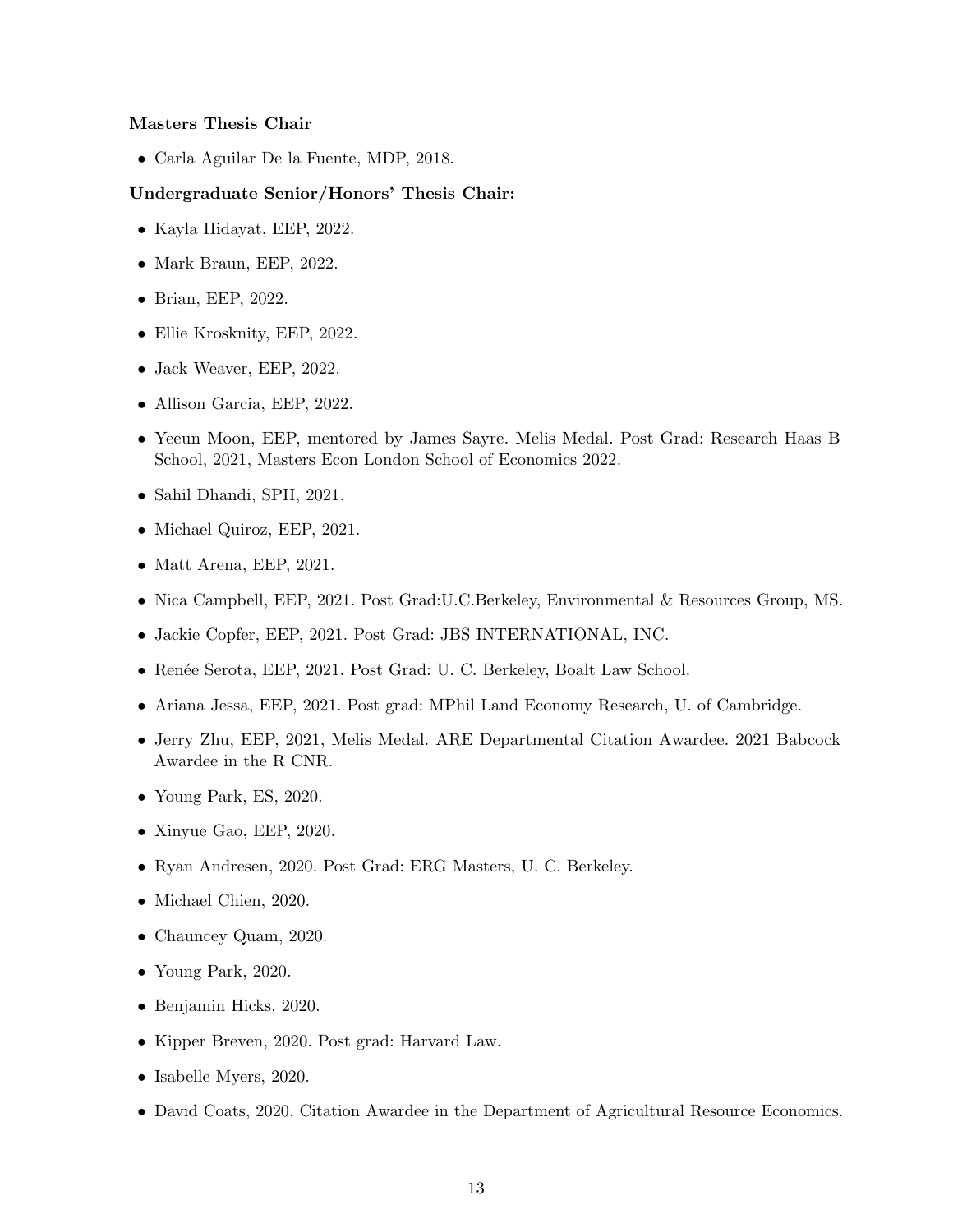**Masters Thesis Chair**

- Carla Aguilar De la Fuente, MDP, 2018.

**Undergraduate Senior/Honors' Thesis Chair:**

- Kayla Hidayat, EEP, 2022.
- Mark Braun, EEP, 2022.
- Brian, EEP, 2022.
- Ellie Krosknity, EEP, 2022.
- Jack Weaver, EEP, 2022.
- Allison Garcia, EEP, 2022.
- Yeeun Moon, EEP, mentored by James Sayre. Melis Medal. Post Grad: Research Haas B School, 2021, Masters Econ London School of Economics 2022.
- Sahil Dhandi, SPH, 2021.
- Michael Quiroz, EEP, 2021.
- Matt Arena, EEP, 2021.
- Nica Campbell, EEP, 2021. Post Grad:U.C.Berkeley, Environmental & Resources Group, MS.
- Jackie Copfer, EEP, 2021. Post Grad: JBS INTERNATIONAL, INC.
- Renée Serota, EEP, 2021. Post Grad: U. C. Berkeley, Boalt Law School.
- Ariana Jessa, EEP, 2021. Post grad: MPhil Land Economy Research, U. of Cambridge.
- Jerry Zhu, EEP, 2021, Melis Medal. ARE Departmental Citation Awardee. 2021 Babcock Awardee in the R CNR.
- Young Park, ES, 2020.
- Xinyue Gao, EEP, 2020.
- Ryan Andresen, 2020. Post Grad: ERG Masters, U. C. Berkeley.
- Michael Chien, 2020.
- Chauncey Quam, 2020.
- Young Park, 2020.
- Benjamin Hicks, 2020.
- Kipper Breven, 2020. Post grad: Harvard Law.
- Isabelle Myers, 2020.
- David Coats, 2020. Citation Awardee in the Department of Agricultural Resource Economics.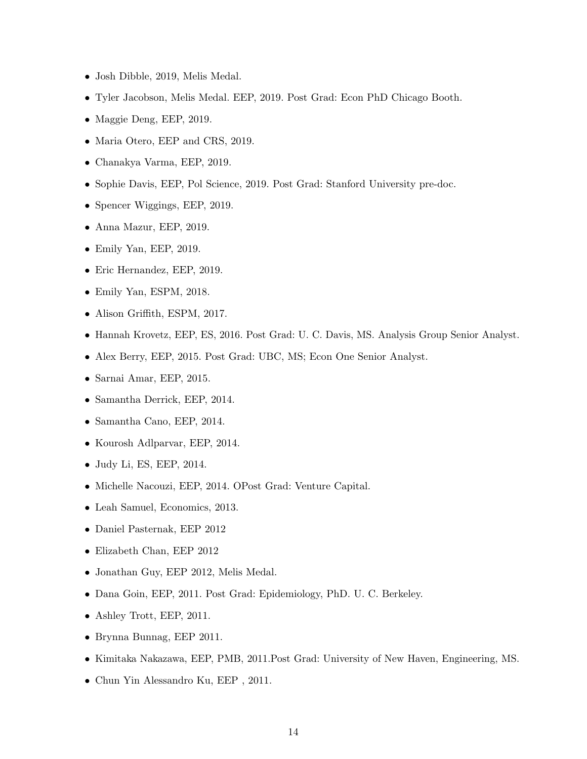- Josh Dibble, 2019, Melis Medal.
- Tyler Jacobson, Melis Medal. EEP, 2019. Post Grad: Econ PhD Chicago Booth.
- Maggie Deng, EEP, 2019.
- Maria Otero, EEP and CRS, 2019.
- Chanakya Varma, EEP, 2019.
- Sophie Davis, EEP, Pol Science, 2019. Post Grad: Stanford University pre-doc.
- Spencer Wiggings, EEP, 2019.
- Anna Mazur, EEP, 2019.
- Emily Yan, EEP, 2019.
- Eric Hernandez, EEP, 2019.
- Emily Yan, ESPM, 2018.
- Alison Griffith, ESPM, 2017.
- Hannah Krovetz, EEP, ES, 2016. Post Grad: U. C. Davis, MS. Analysis Group Senior Analyst.
- Alex Berry, EEP, 2015. Post Grad: UBC, MS; Econ One Senior Analyst.
- Sarnai Amar, EEP, 2015.
- Samantha Derrick, EEP, 2014.
- Samantha Cano, EEP, 2014.
- Kourosh Adlparvar, EEP, 2014.
- Judy Li, ES, EEP, 2014.
- Michelle Nacouzi, EEP, 2014. OPost Grad: Venture Capital.
- Leah Samuel, Economics, 2013.
- Daniel Pasternak, EEP 2012
- Elizabeth Chan, EEP 2012
- Jonathan Guy, EEP 2012, Melis Medal.
- Dana Goin, EEP, 2011. Post Grad: Epidemiology, PhD. U. C. Berkeley.
- Ashley Trott, EEP, 2011.
- Brynna Bunnag, EEP 2011.
- Kimitaka Nakazawa, EEP, PMB, 2011.Post Grad: University of New Haven, Engineering, MS.
- Chun Yin Alessandro Ku, EEP , 2011.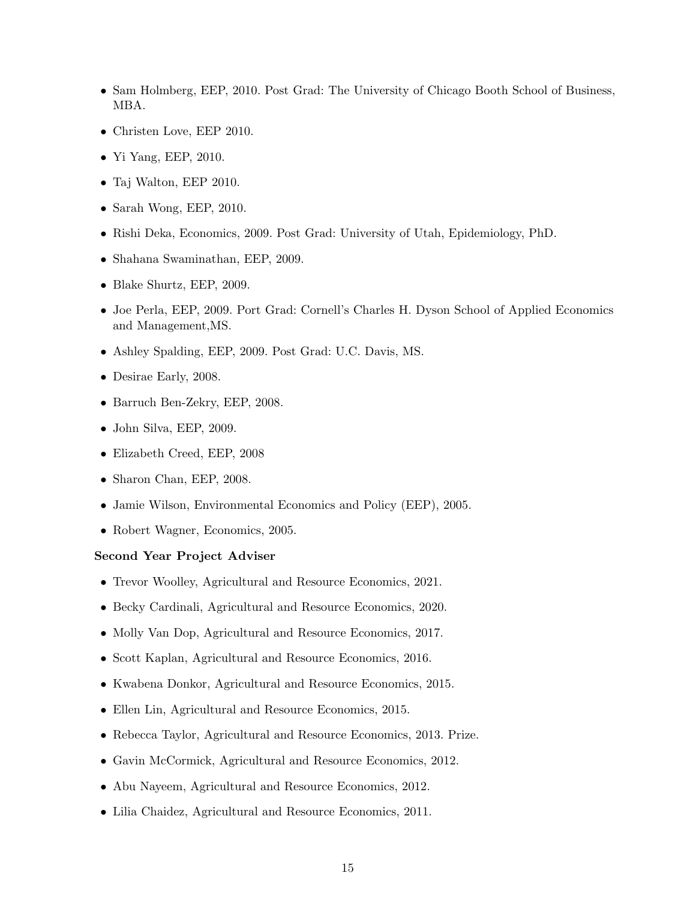- Sam Holmberg, EEP, 2010. Post Grad: The University of Chicago Booth School of Business, MBA.
- Christen Love, EEP 2010.
- Yi Yang, EEP, 2010.
- Taj Walton, EEP 2010.
- Sarah Wong, EEP, 2010.
- Rishi Deka, Economics, 2009. Post Grad: University of Utah, Epidemiology, PhD.
- Shahana Swaminathan, EEP, 2009.
- Blake Shurtz, EEP, 2009.
- Joe Perla, EEP, 2009. Port Grad: Cornell's Charles H. Dyson School of Applied Economics and Management,MS.
- Ashley Spalding, EEP, 2009. Post Grad: U.C. Davis, MS.
- Desirae Early, 2008.
- Barruch Ben-Zekry, EEP, 2008.
- John Silva, EEP, 2009.
- Elizabeth Creed, EEP, 2008
- Sharon Chan, EEP, 2008.
- Jamie Wilson, Environmental Economics and Policy (EEP), 2005.
- Robert Wagner, Economics, 2005.

**Second Year Project Adviser**

- Trevor Woolley, Agricultural and Resource Economics, 2021.
- Becky Cardinali, Agricultural and Resource Economics, 2020.
- Molly Van Dop, Agricultural and Resource Economics, 2017.
- Scott Kaplan, Agricultural and Resource Economics, 2016.
- Kwabena Donkor, Agricultural and Resource Economics, 2015.
- Ellen Lin, Agricultural and Resource Economics, 2015.
- Rebecca Taylor, Agricultural and Resource Economics, 2013. Prize.
- Gavin McCormick, Agricultural and Resource Economics, 2012.
- Abu Nayeem, Agricultural and Resource Economics, 2012.
- Lilia Chaidez, Agricultural and Resource Economics, 2011.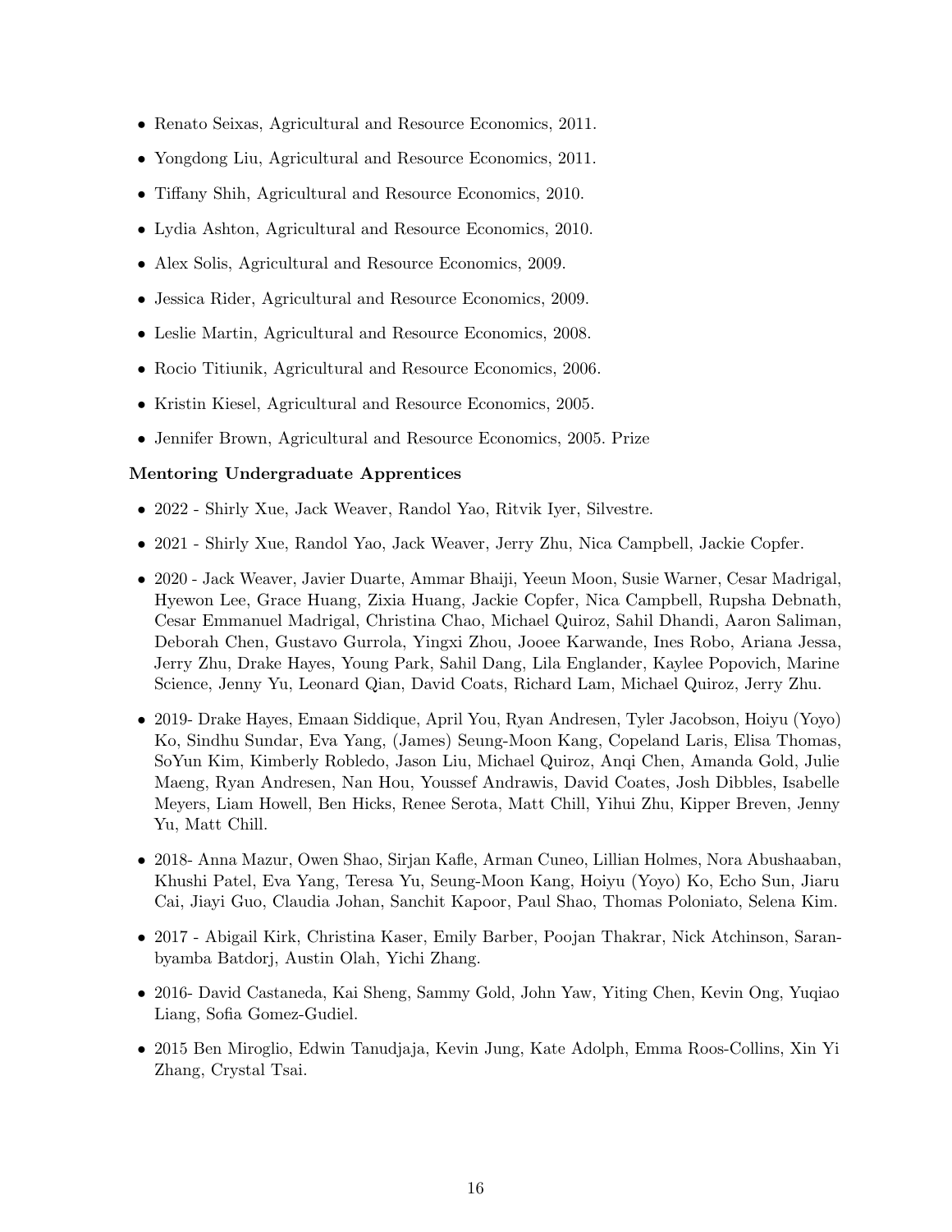- Renato Seixas, Agricultural and Resource Economics, 2011.
- Yongdong Liu, Agricultural and Resource Economics, 2011.
- Tiffany Shih, Agricultural and Resource Economics, 2010.
- Lydia Ashton, Agricultural and Resource Economics, 2010.
- Alex Solis, Agricultural and Resource Economics, 2009.
- Jessica Rider, Agricultural and Resource Economics, 2009.
- Leslie Martin, Agricultural and Resource Economics, 2008.
- Rocio Titiunik, Agricultural and Resource Economics, 2006.
- Kristin Kiesel, Agricultural and Resource Economics, 2005.
- Jennifer Brown, Agricultural and Resource Economics, 2005. Prize

**Mentoring Undergraduate Apprentices**

- 2022 - Shirly Xue, Jack Weaver, Randol Yao, Ritvik Iyer, Silvestre.
- 2021 - Shirly Xue, Randol Yao, Jack Weaver, Jerry Zhu, Nica Campbell, Jackie Copfer.
- 2020 - Jack Weaver, Javier Duarte, Ammar Bhaiji, Yeeun Moon, Susie Warner, Cesar Madrigal, Hyewon Lee, Grace Huang, Zixia Huang, Jackie Copfer, Nica Campbell, Rupsha Debnath, Cesar Emmanuel Madrigal, Christina Chao, Michael Quiroz, Sahil Dhandi, Aaron Saliman, Deborah Chen, Gustavo Gurrola, Yingxi Zhou, Jooee Karwande, Ines Robo, Ariana Jessa, Jerry Zhu, Drake Hayes, Young Park, Sahil Dang, Lila Englander, Kaylee Popovich, Marine Science, Jenny Yu, Leonard Qian, David Coats, Richard Lam, Michael Quiroz, Jerry Zhu.
- 2019- Drake Hayes, Emaan Siddique, April You, Ryan Andresen, Tyler Jacobson, Hoiyu (Yoyo) Ko, Sindhu Sundar, Eva Yang, (James) Seung-Moon Kang, Copeland Laris, Elisa Thomas, SoYun Kim, Kimberly Robledo, Jason Liu, Michael Quiroz, Anqi Chen, Amanda Gold, Julie Maeng, Ryan Andresen, Nan Hou, Youssef Andrawis, David Coates, Josh Dibbles, Isabelle Meyers, Liam Howell, Ben Hicks, Renee Serota, Matt Chill, Yihui Zhu, Kipper Breven, Jenny Yu, Matt Chill.
- 2018- Anna Mazur, Owen Shao, Sirjan Kafle, Arman Cuneo, Lillian Holmes, Nora Abushaaban, Khushi Patel, Eva Yang, Teresa Yu, Seung-Moon Kang, Hoiyu (Yoyo) Ko, Echo Sun, Jiaru Cai, Jiayi Guo, Claudia Johan, Sanchit Kapoor, Paul Shao, Thomas Poloniato, Selena Kim.
- 2017 - Abigail Kirk, Christina Kaser, Emily Barber, Poojan Thakrar, Nick Atchinson, Saranbyamba Batdorj, Austin Olah, Yichi Zhang.
- 2016- David Castaneda, Kai Sheng, Sammy Gold, John Yaw, Yiting Chen, Kevin Ong, Yuqiao Liang, Sofia Gomez-Gudiel.
- 2015 Ben Miroglio, Edwin Tanudjaja, Kevin Jung, Kate Adolph, Emma Roos-Collins, Xin Yi Zhang, Crystal Tsai.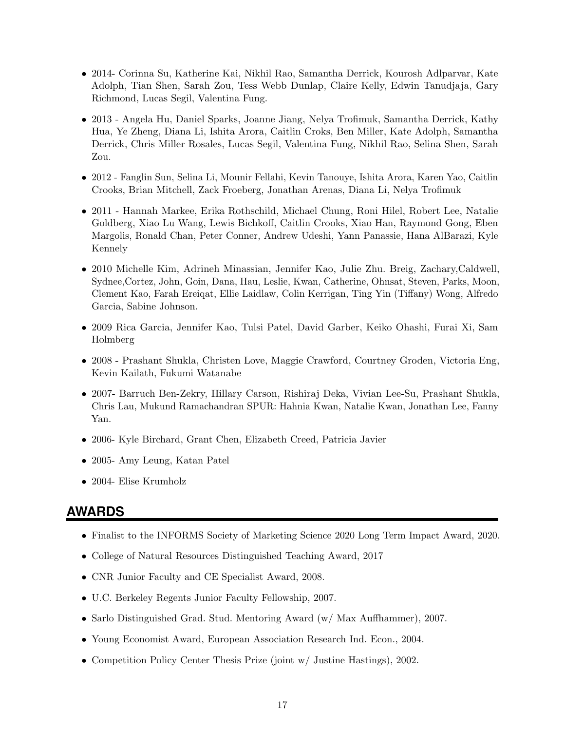- 2014- Corinna Su, Katherine Kai, Nikhil Rao, Samantha Derrick, Kourosh Adlparvar, Kate Adolph, Tian Shen, Sarah Zou, Tess Webb Dunlap, Claire Kelly, Edwin Tanudjaja, Gary Richmond, Lucas Segil, Valentina Fung.
- 2013 - Angela Hu, Daniel Sparks, Joanne Jiang, Nelya Trofimuk, Samantha Derrick, Kathy Hua, Ye Zheng, Diana Li, Ishita Arora, Caitlin Croks, Ben Miller, Kate Adolph, Samantha Derrick, Chris Miller Rosales, Lucas Segil, Valentina Fung, Nikhil Rao, Selina Shen, Sarah Zou.
- 2012 - Fanglin Sun, Selina Li, Mounir Fellahi, Kevin Tanouye, Ishita Arora, Karen Yao, Caitlin Crooks, Brian Mitchell, Zack Froeberg, Jonathan Arenas, Diana Li, Nelya Trofimuk
- 2011 - Hannah Markee, Erika Rothschild, Michael Chung, Roni Hilel, Robert Lee, Natalie Goldberg, Xiao Lu Wang, Lewis Bichkoff, Caitlin Crooks, Xiao Han, Raymond Gong, Eben Margolis, Ronald Chan, Peter Conner, Andrew Udeshi, Yann Panassie, Hana AlBarazi, Kyle Kennely
- 2010 Michelle Kim, Adrineh Minassian, Jennifer Kao, Julie Zhu. Breig, Zachary,Caldwell, Sydnee,Cortez, John, Goin, Dana, Hau, Leslie, Kwan, Catherine, Ohnsat, Steven, Parks, Moon, Clement Kao, Farah Ereiqat, Ellie Laidlaw, Colin Kerrigan, Ting Yin (Tiffany) Wong, Alfredo Garcia, Sabine Johnson.
- 2009 Rica Garcia, Jennifer Kao, Tulsi Patel, David Garber, Keiko Ohashi, Furai Xi, Sam Holmberg
- 2008 - Prashant Shukla, Christen Love, Maggie Crawford, Courtney Groden, Victoria Eng, Kevin Kailath, Fukumi Watanabe
- 2007- Barruch Ben-Zekry, Hillary Carson, Rishiraj Deka, Vivian Lee-Su, Prashant Shukla, Chris Lau, Mukund Ramachandran SPUR: Hahnia Kwan, Natalie Kwan, Jonathan Lee, Fanny Yan.
- 2006- Kyle Birchard, Grant Chen, Elizabeth Creed, Patricia Javier
- 2005- Amy Leung, Katan Patel
- 2004- Elise Krumholz

## AWARDS

- Finalist to the INFORMS Society of Marketing Science 2020 Long Term Impact Award, 2020.
- College of Natural Resources Distinguished Teaching Award, 2017
- CNR Junior Faculty and CE Specialist Award, 2008.
- U.C. Berkeley Regents Junior Faculty Fellowship, 2007.
- Sarlo Distinguished Grad. Stud. Mentoring Award (w/ Max Auffhammer), 2007.
- Young Economist Award, European Association Research Ind. Econ., 2004.
- Competition Policy Center Thesis Prize (joint w/ Justine Hastings), 2002.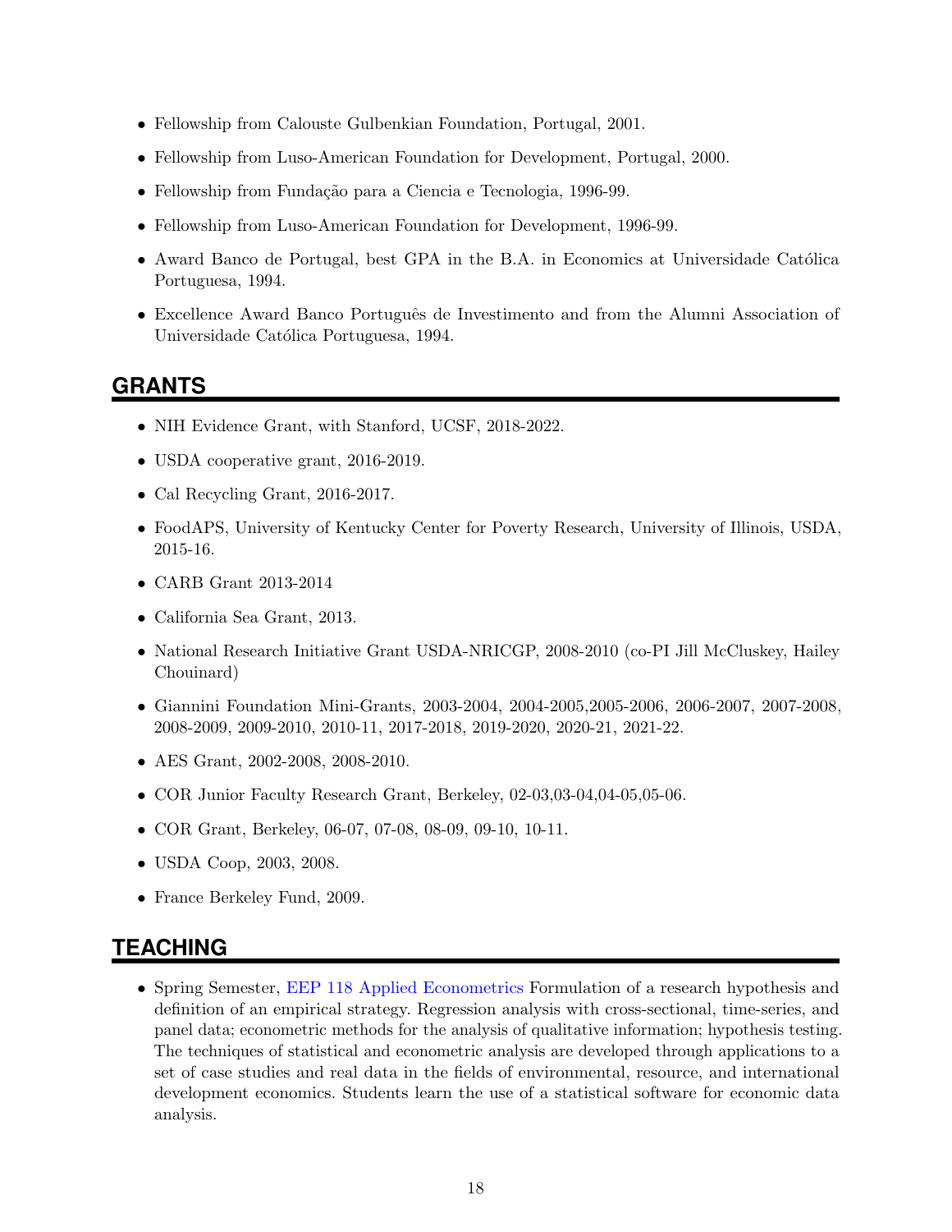- Fellowship from Calouste Gulbenkian Foundation, Portugal, 2001.
- Fellowship from Luso-American Foundation for Development, Portugal, 2000.
- Fellowship from Fundação para a Ciencia e Tecnologia, 1996-99.
- Fellowship from Luso-American Foundation for Development, 1996-99.
- Award Banco de Portugal, best GPA in the B.A. in Economics at Universidade Católica Portuguesa, 1994.
- Excellence Award Banco Português de Investimento and from the Alumni Association of Universidade Católica Portuguesa, 1994.

## GRANTS

- NIH Evidence Grant, with Stanford, UCSF, 2018-2022.
- USDA cooperative grant, 2016-2019.
- Cal Recycling Grant, 2016-2017.
- FoodAPS, University of Kentucky Center for Poverty Research, University of Illinois, USDA, 2015-16.
- CARB Grant 2013-2014
- California Sea Grant, 2013.
- National Research Initiative Grant USDA-NRICGP, 2008-2010 (co-PI Jill McCluskey, Hailey Chouinard)
- Giannini Foundation Mini-Grants, 2003-2004, 2004-2005,2005-2006, 2006-2007, 2007-2008, 2008-2009, 2009-2010, 2010-11, 2017-2018, 2019-2020, 2020-21, 2021-22.
- AES Grant, 2002-2008, 2008-2010.
- COR Junior Faculty Research Grant, Berkeley, 02-03,03-04,04-05,05-06.
- COR Grant, Berkeley, 06-07, 07-08, 08-09, 09-10, 10-11.
- USDA Coop, 2003, 2008.
- France Berkeley Fund, 2009.

## TEACHING

- Spring Semester, EEP 118 Applied Econometrics Formulation of a research hypothesis and definition of an empirical strategy. Regression analysis with cross-sectional, time-series, and panel data; econometric methods for the analysis of qualitative information; hypothesis testing. The techniques of statistical and econometric analysis are developed through applications to a set of case studies and real data in the fields of environmental, resource, and international development economics. Students learn the use of a statistical software for economic data analysis.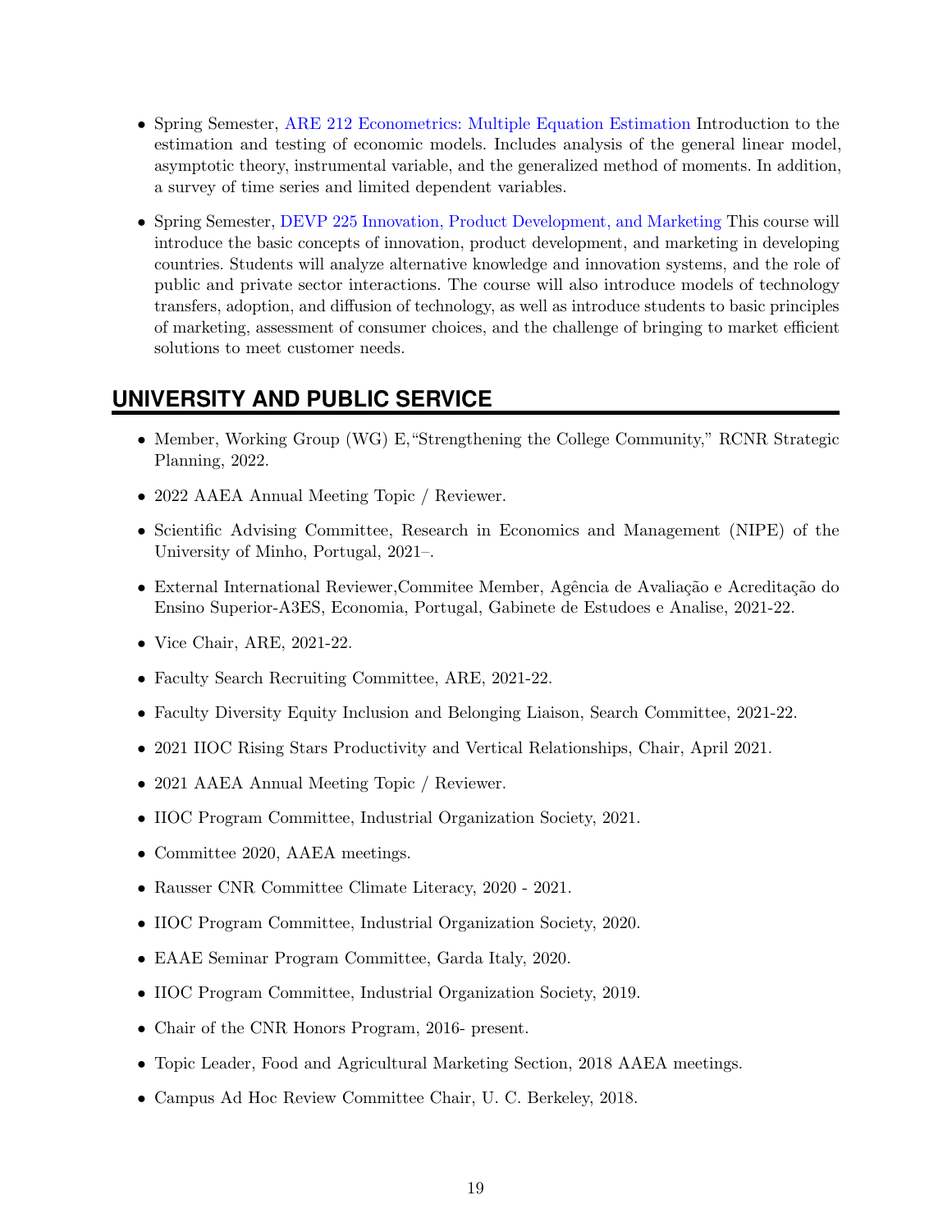- Spring Semester, ARE 212 Econometrics: Multiple Equation Estimation Introduction to the estimation and testing of economic models. Includes analysis of the general linear model, asymptotic theory, instrumental variable, and the generalized method of moments. In addition, a survey of time series and limited dependent variables.

- Spring Semester, DEVP 225 Innovation, Product Development, and Marketing This course will introduce the basic concepts of innovation, product development, and marketing in developing countries. Students will analyze alternative knowledge and innovation systems, and the role of public and private sector interactions. The course will also introduce models of technology transfers, adoption, and diffusion of technology, as well as introduce students to basic principles of marketing, assessment of consumer choices, and the challenge of bringing to market efficient solutions to meet customer needs.

## UNIVERSITY AND PUBLIC SERVICE

- Member, Working Group (WG) E,"Strengthening the College Community," RCNR Strategic Planning, 2022.
- 2022 AAEA Annual Meeting Topic / Reviewer.
- Scientific Advising Committee, Research in Economics and Management (NIPE) of the University of Minho, Portugal, 2021–.
- External International Reviewer,Commitee Member, Agência de Avaliação e Acreditação do Ensino Superior-A3ES, Economia, Portugal, Gabinete de Estudoes e Analise, 2021-22.
- Vice Chair, ARE, 2021-22.
- Faculty Search Recruiting Committee, ARE, 2021-22.
- Faculty Diversity Equity Inclusion and Belonging Liaison, Search Committee, 2021-22.
- 2021 IIOC Rising Stars Productivity and Vertical Relationships, Chair, April 2021.
- 2021 AAEA Annual Meeting Topic / Reviewer.
- IIOC Program Committee, Industrial Organization Society, 2021.
- Committee 2020, AAEA meetings.
- Rausser CNR Committee Climate Literacy, 2020 - 2021.
- IIOC Program Committee, Industrial Organization Society, 2020.
- EAAE Seminar Program Committee, Garda Italy, 2020.
- IIOC Program Committee, Industrial Organization Society, 2019.
- Chair of the CNR Honors Program, 2016- present.
- Topic Leader, Food and Agricultural Marketing Section, 2018 AAEA meetings.
- Campus Ad Hoc Review Committee Chair, U. C. Berkeley, 2018.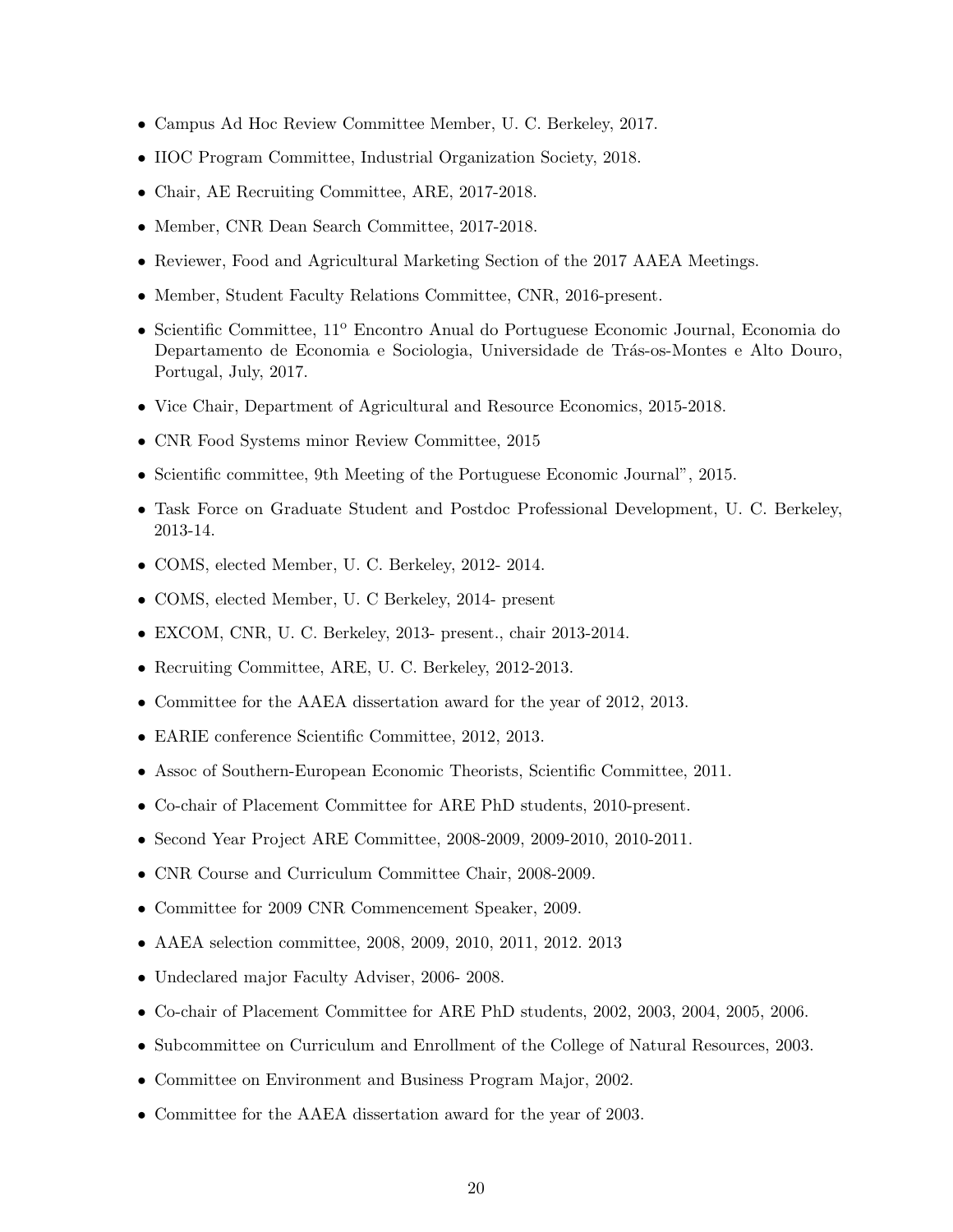- Campus Ad Hoc Review Committee Member, U. C. Berkeley, 2017.
- IIOC Program Committee, Industrial Organization Society, 2018.
- Chair, AE Recruiting Committee, ARE, 2017-2018.
- Member, CNR Dean Search Committee, 2017-2018.
- Reviewer, Food and Agricultural Marketing Section of the 2017 AAEA Meetings.
- Member, Student Faculty Relations Committee, CNR, 2016-present.
- Scientific Committee, 11º Encontro Anual do Portuguese Economic Journal, Economia do Departamento de Economia e Sociologia, Universidade de Trás-os-Montes e Alto Douro, Portugal, July, 2017.
- Vice Chair, Department of Agricultural and Resource Economics, 2015-2018.
- CNR Food Systems minor Review Committee, 2015
- Scientific committee, 9th Meeting of the Portuguese Economic Journal", 2015.
- Task Force on Graduate Student and Postdoc Professional Development, U. C. Berkeley, 2013-14.
- COMS, elected Member, U. C. Berkeley, 2012- 2014.
- COMS, elected Member, U. C Berkeley, 2014- present
- EXCOM, CNR, U. C. Berkeley, 2013- present., chair 2013-2014.
- Recruiting Committee, ARE, U. C. Berkeley, 2012-2013.
- Committee for the AAEA dissertation award for the year of 2012, 2013.
- EARIE conference Scientific Committee, 2012, 2013.
- Assoc of Southern-European Economic Theorists, Scientific Committee, 2011.
- Co-chair of Placement Committee for ARE PhD students, 2010-present.
- Second Year Project ARE Committee, 2008-2009, 2009-2010, 2010-2011.
- CNR Course and Curriculum Committee Chair, 2008-2009.
- Committee for 2009 CNR Commencement Speaker, 2009.
- AAEA selection committee, 2008, 2009, 2010, 2011, 2012. 2013
- Undeclared major Faculty Adviser, 2006- 2008.
- Co-chair of Placement Committee for ARE PhD students, 2002, 2003, 2004, 2005, 2006.
- Subcommittee on Curriculum and Enrollment of the College of Natural Resources, 2003.
- Committee on Environment and Business Program Major, 2002.
- Committee for the AAEA dissertation award for the year of 2003.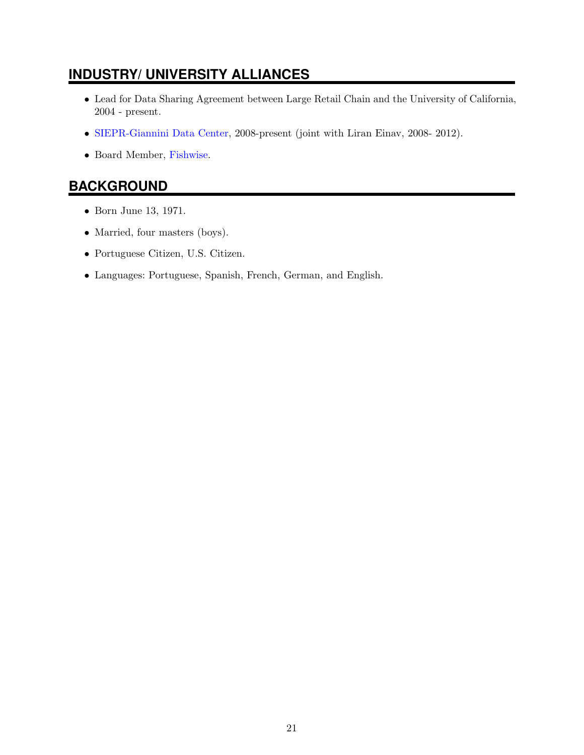## INDUSTRY/ UNIVERSITY ALLIANCES

- Lead for Data Sharing Agreement between Large Retail Chain and the University of California, 2004 - present.
- SIEPR-Giannini Data Center, 2008-present (joint with Liran Einav, 2008- 2012).
- Board Member, Fishwise.

## BACKGROUND

- Born June 13, 1971.
- Married, four masters (boys).
- Portuguese Citizen, U.S. Citizen.
- Languages: Portuguese, Spanish, French, German, and English.